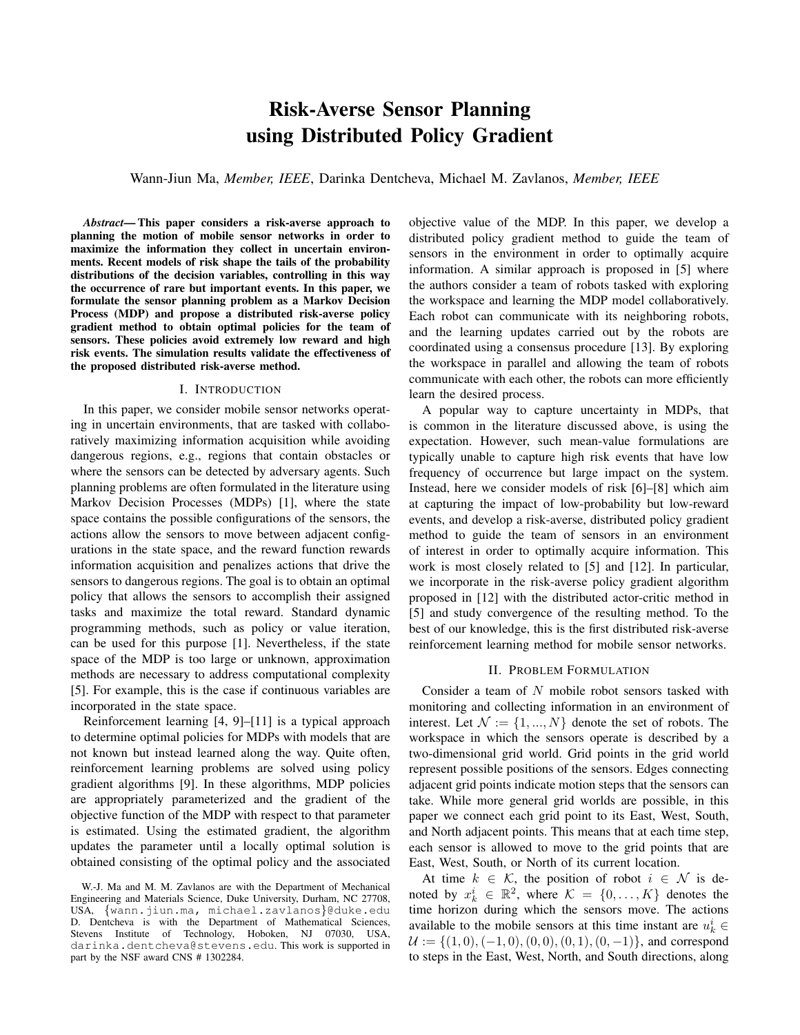# Risk-Averse Sensor Planning using Distributed Policy Gradient

Wann-Jiun Ma, *Member, IEEE*, Darinka Dentcheva, Michael M. Zavlanos, *Member, IEEE*

***Abstract*— This paper considers a risk-averse approach to planning the motion of mobile sensor networks in order to maximize the information they collect in uncertain environments. Recent models of risk shape the tails of the probability distributions of the decision variables, controlling in this way the occurrence of rare but important events. In this paper, we formulate the sensor planning problem as a Markov Decision Process (MDP) and propose a distributed risk-averse policy gradient method to obtain optimal policies for the team of sensors. These policies avoid extremely low reward and high risk events. The simulation results validate the effectiveness of the proposed distributed risk-averse method.**

## I. Introduction

In this paper, we consider mobile sensor networks operating in uncertain environments, that are tasked with collaboratively maximizing information acquisition while avoiding dangerous regions, e.g., regions that contain obstacles or where the sensors can be detected by adversary agents. Such planning problems are often formulated in the literature using Markov Decision Processes (MDPs) [1], where the state space contains the possible configurations of the sensors, the actions allow the sensors to move between adjacent configurations in the state space, and the reward function rewards information acquisition and penalizes actions that drive the sensors to dangerous regions. The goal is to obtain an optimal policy that allows the sensors to accomplish their assigned tasks and maximize the total reward. Standard dynamic programming methods, such as policy or value iteration, can be used for this purpose [1]. Nevertheless, if the state space of the MDP is too large or unknown, approximation methods are necessary to address computational complexity [5]. For example, this is the case if continuous variables are incorporated in the state space.

Reinforcement learning [4, 9]–[11] is a typical approach to determine optimal policies for MDPs with models that are not known but instead learned along the way. Quite often, reinforcement learning problems are solved using policy gradient algorithms [9]. In these algorithms, MDP policies are appropriately parameterized and the gradient of the objective function of the MDP with respect to that parameter is estimated. Using the estimated gradient, the algorithm updates the parameter until a locally optimal solution is obtained consisting of the optimal policy and the associated objective value of the MDP. In this paper, we develop a distributed policy gradient method to guide the team of sensors in the environment in order to optimally acquire information. A similar approach is proposed in [5] where the authors consider a team of robots tasked with exploring the workspace and learning the MDP model collaboratively. Each robot can communicate with its neighboring robots, and the learning updates carried out by the robots are coordinated using a consensus procedure [13]. By exploring the workspace in parallel and allowing the team of robots communicate with each other, the robots can more efficiently learn the desired process.

A popular way to capture uncertainty in MDPs, that is common in the literature discussed above, is using the expectation. However, such mean-value formulations are typically unable to capture high risk events that have low frequency of occurrence but large impact on the system. Instead, here we consider models of risk [6]–[8] which aim at capturing the impact of low-probability but low-reward events, and develop a risk-averse, distributed policy gradient method to guide the team of sensors in an environment of interest in order to optimally acquire information. This work is most closely related to [5] and [12]. In particular, we incorporate in the risk-averse policy gradient algorithm proposed in [12] with the distributed actor-critic method in [5] and study convergence of the resulting method. To the best of our knowledge, this is the first distributed risk-averse reinforcement learning method for mobile sensor networks.

## II. Problem Formulation

Consider a team of $N$ mobile robot sensors tasked with monitoring and collecting information in an environment of interest. Let $\mathcal{N} := \{1, ..., N\}$ denote the set of robots. The workspace in which the sensors operate is described by a two-dimensional grid world. Grid points in the grid world represent possible positions of the sensors. Edges connecting adjacent grid points indicate motion steps that the sensors can take. While more general grid worlds are possible, in this paper we connect each grid point to its East, West, South, and North adjacent points. This means that at each time step, each sensor is allowed to move to the grid points that are East, West, South, or North of its current location.

At time $k \in \mathcal{K}$, the position of robot $i \in \mathcal{N}$ is denoted by $x_k^i \in \mathbb{R}^2$, where $\mathcal{K} = \{0, \ldots, K\}$ denotes the time horizon during which the sensors move. The actions available to the mobile sensors at this time instant are $u_k^i \in \mathcal{U} := \{(1,0), (-1,0), (0,0), (0,1), (0,-1)\}$, and correspond to steps in the East, West, North, and South directions, along

W.-J. Ma and M. M. Zavlanos are with the Department of Mechanical Engineering and Materials Science, Duke University, Durham, NC 27708, USA, {wann.jiun.ma, michael.zavlanos}@duke.edu D. Dentcheva is with the Department of Mathematical Sciences, Stevens Institute of Technology, Hoboken, NJ 07030, USA, darinka.dentcheva@stevens.edu. This work is supported in part by the NSF award CNS # 1302284.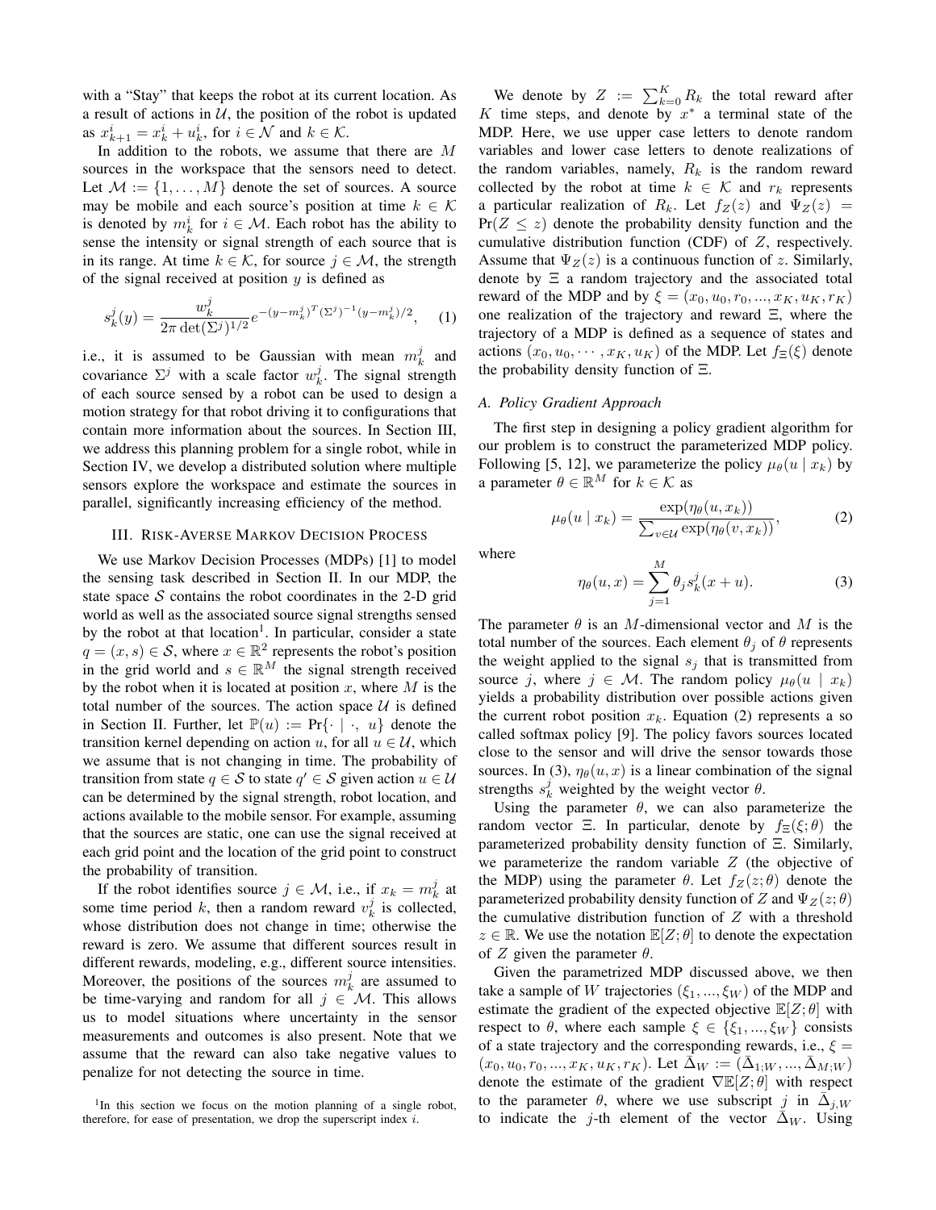with a "Stay" that keeps the robot at its current location. As a result of actions in $\mathcal{U}$, the position of the robot is updated as $x^i_{k+1} = x^i_k + u^i_k$, for $i \in \mathcal{N}$ and $k \in \mathcal{K}$.

In addition to the robots, we assume that there are $M$ sources in the workspace that the sensors need to detect. Let $\mathcal{M} := \{1, \ldots, M\}$ denote the set of sources. A source may be mobile and each source's position at time $k \in \mathcal{K}$ is denoted by $m^i_k$ for $i \in \mathcal{M}$. Each robot has the ability to sense the intensity or signal strength of each source that is in its range. At time $k \in \mathcal{K}$, for source $j \in \mathcal{M}$, the strength of the signal received at position $y$ is defined as

$$s^j_k(y) = \frac{w^j_k}{2\pi \det(\Sigma^j)^{1/2}} e^{-(y-m^j_k)^T (\Sigma^j)^{-1}(y-m^j_k)/2}, \quad (1)$$

i.e., it is assumed to be Gaussian with mean $m^j_k$ and covariance $\Sigma^j$ with a scale factor $w^j_k$. The signal strength of each source sensed by a robot can be used to design a motion strategy for that robot driving it to configurations that contain more information about the sources. In Section III, we address this planning problem for a single robot, while in Section IV, we develop a distributed solution where multiple sensors explore the workspace and estimate the sources in parallel, significantly increasing efficiency of the method.

## III. Risk-Averse Markov Decision Process

We use Markov Decision Processes (MDPs) [1] to model the sensing task described in Section II. In our MDP, the state space $\mathcal{S}$ contains the robot coordinates in the 2-D grid world as well as the associated source signal strengths sensed by the robot at that location[1]. In particular, consider a state $q = (x, s) \in \mathcal{S}$, where $x \in \mathbb{R}^2$ represents the robot's position in the grid world and $s \in \mathbb{R}^M$ the signal strength received by the robot when it is located at position $x$, where $M$ is the total number of the sources. The action space $\mathcal{U}$ is defined in Section II. Further, let $\mathbb{P}(u) := \Pr\{\cdot \mid \cdot,\ u\}$ denote the transition kernel depending on action $u$, for all $u \in \mathcal{U}$, which we assume that is not changing in time. The probability of transition from state $q \in \mathcal{S}$ to state $q' \in \mathcal{S}$ given action $u \in \mathcal{U}$ can be determined by the signal strength, robot location, and actions available to the mobile sensor. For example, assuming that the sources are static, one can use the signal received at each grid point and the location of the grid point to construct the probability of transition.

If the robot identifies source $j \in \mathcal{M}$, i.e., if $x_k = m^j_k$ at some time period $k$, then a random reward $v^j_k$ is collected, whose distribution does not change in time; otherwise the reward is zero. We assume that different sources result in different rewards, modeling, e.g., different source intensities. Moreover, the positions of the sources $m^j_k$ are assumed to be time-varying and random for all $j \in \mathcal{M}$. This allows us to model situations where uncertainty in the sensor measurements and outcomes is also present. Note that we assume that the reward can also take negative values to penalize for not detecting the source in time.

[1] In this section we focus on the motion planning of a single robot, therefore, for ease of presentation, we drop the superscript index $i$.

We denote by $Z := \sum_{k=0}^{K} R_k$ the total reward after $K$ time steps, and denote by $x^*$ a terminal state of the MDP. Here, we use upper case letters to denote random variables and lower case letters to denote realizations of the random variables, namely, $R_k$ is the random reward collected by the robot at time $k \in \mathcal{K}$ and $r_k$ represents a particular realization of $R_k$. Let $f_Z(z)$ and $\Psi_Z(z) = \Pr(Z \leq z)$ denote the probability density function and the cumulative distribution function (CDF) of $Z$, respectively. Assume that $\Psi_Z(z)$ is a continuous function of $z$. Similarly, denote by $\Xi$ a random trajectory and the associated total reward of the MDP and by $\xi = (x_0, u_0, r_0, ..., x_K, u_K, r_K)$ one realization of the trajectory and reward $\Xi$, where the trajectory of a MDP is defined as a sequence of states and actions $(x_0, u_0, \cdots, x_K, u_K)$ of the MDP. Let $f_\Xi(\xi)$ denote the probability density function of $\Xi$.

### A. Policy Gradient Approach

The first step in designing a policy gradient algorithm for our problem is to construct the parameterized MDP policy. Following [5, 12], we parameterize the policy $\mu_\theta(u \mid x_k)$ by a parameter $\theta \in \mathbb{R}^M$ for $k \in \mathcal{K}$ as

$$\mu_\theta(u \mid x_k) = \frac{\exp(\eta_\theta(u, x_k))}{\sum_{v \in \mathcal{U}} \exp(\eta_\theta(v, x_k))}, \quad (2)$$

where

$$\eta_\theta(u, x) = \sum_{j=1}^{M} \theta_j s^j_k(x + u). \quad (3)$$

The parameter $\theta$ is an $M$-dimensional vector and $M$ is the total number of the sources. Each element $\theta_j$ of $\theta$ represents the weight applied to the signal $s_j$ that is transmitted from source $j$, where $j \in \mathcal{M}$. The random policy $\mu_\theta(u \mid x_k)$ yields a probability distribution over possible actions given the current robot position $x_k$. Equation (2) represents a so called softmax policy [9]. The policy favors sources located close to the sensor and will drive the sensor towards those sources. In (3), $\eta_\theta(u, x)$ is a linear combination of the signal strengths $s^j_k$ weighted by the weight vector $\theta$.

Using the parameter $\theta$, we can also parameterize the random vector $\Xi$. In particular, denote by $f_\Xi(\xi; \theta)$ the parameterized probability density function of $\Xi$. Similarly, we parameterize the random variable $Z$ (the objective of the MDP) using the parameter $\theta$. Let $f_Z(z; \theta)$ denote the parameterized probability density function of $Z$ and $\Psi_Z(z; \theta)$ the cumulative distribution function of $Z$ with a threshold $z \in \mathbb{R}$. We use the notation $\mathbb{E}[Z; \theta]$ to denote the expectation of $Z$ given the parameter $\theta$.

Given the parametrized MDP discussed above, we then take a sample of $W$ trajectories $(\xi_1, ..., \xi_W)$ of the MDP and estimate the gradient of the expected objective $\mathbb{E}[Z; \theta]$ with respect to $\theta$, where each sample $\xi \in \{\xi_1, ..., \xi_W\}$ consists of a state trajectory and the corresponding rewards, i.e., $\xi = (x_0, u_0, r_0, ..., x_K, u_K, r_K)$. Let $\bar{\Delta}_W := (\bar{\Delta}_{1;W}, ..., \bar{\Delta}_{M;W})$ denote the estimate of the gradient $\nabla \mathbb{E}[Z; \theta]$ with respect to the parameter $\theta$, where we use subscript $j$ in $\bar{\Delta}_{j,W}$ to indicate the $j$-th element of the vector $\bar{\Delta}_W$. Using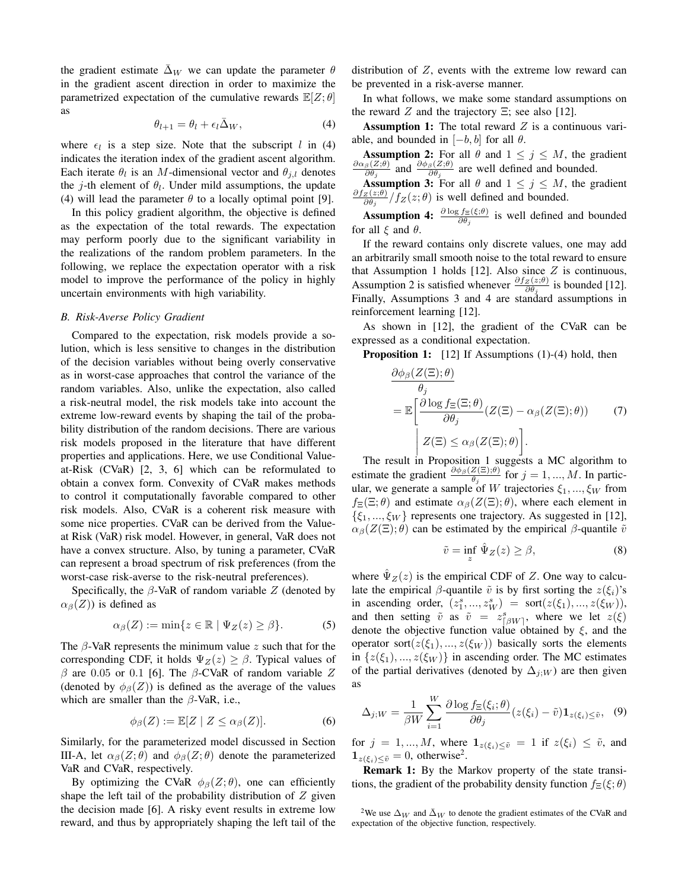the gradient estimate $\bar{\Delta}_W$ we can update the parameter $\theta$ in the gradient ascent direction in order to maximize the parametrized expectation of the cumulative rewards $\mathbb{E}[Z;\theta]$ as

$$\theta_{l+1} = \theta_l + \epsilon_l \bar{\Delta}_W, \tag{4}$$

where $\epsilon_l$ is a step size. Note that the subscript $l$ in (4) indicates the iteration index of the gradient ascent algorithm. Each iterate $\theta_l$ is an $M$-dimensional vector and $\theta_{j,l}$ denotes the $j$-th element of $\theta_l$. Under mild assumptions, the update (4) will lead the parameter $\theta$ to a locally optimal point [9].

In this policy gradient algorithm, the objective is defined as the expectation of the total rewards. The expectation may perform poorly due to the significant variability in the realizations of the random problem parameters. In the following, we replace the expectation operator with a risk model to improve the performance of the policy in highly uncertain environments with high variability.

### B. Risk-Averse Policy Gradient

Compared to the expectation, risk models provide a solution, which is less sensitive to changes in the distribution of the decision variables without being overly conservative as in worst-case approaches that control the variance of the random variables. Also, unlike the expectation, also called a risk-neutral model, the risk models take into account the extreme low-reward events by shaping the tail of the probability distribution of the random decisions. There are various risk models proposed in the literature that have different properties and applications. Here, we use Conditional Value-at-Risk (CVaR) [2, 3, 6] which can be reformulated to obtain a convex form. Convexity of CVaR makes methods to control it computationally favorable compared to other risk models. Also, CVaR is a coherent risk measure with some nice properties. CVaR can be derived from the Value-at Risk (VaR) risk model. However, in general, VaR does not have a convex structure. Also, by tuning a parameter, CVaR can represent a broad spectrum of risk preferences (from the worst-case risk-averse to the risk-neutral preferences).

Specifically, the $\beta$-VaR of random variable $Z$ (denoted by $\alpha_\beta(Z)$) is defined as

$$\alpha_\beta(Z) := \min\{z \in \mathbb{R} \mid \Psi_Z(z) \geq \beta\}. \tag{5}$$

The $\beta$-VaR represents the minimum value $z$ such that for the corresponding CDF, it holds $\Psi_Z(z) \geq \beta$. Typical values of $\beta$ are $0.05$ or $0.1$ [6]. The $\beta$-CVaR of random variable $Z$ (denoted by $\phi_\beta(Z)$) is defined as the average of the values which are smaller than the $\beta$-VaR, i.e.,

$$\phi_\beta(Z) := \mathbb{E}[Z \mid Z \leq \alpha_\beta(Z)]. \tag{6}$$

Similarly, for the parameterized model discussed in Section III-A, let $\alpha_\beta(Z;\theta)$ and $\phi_\beta(Z;\theta)$ denote the parameterized VaR and CVaR, respectively.

By optimizing the CVaR $\phi_\beta(Z;\theta)$, one can efficiently shape the left tail of the probability distribution of $Z$ given the decision made [6]. A risky event results in extreme low reward, and thus by appropriately shaping the left tail of the distribution of $Z$, events with the extreme low reward can be prevented in a risk-averse manner.

In what follows, we make some standard assumptions on the reward $Z$ and the trajectory $\Xi$; see also [12].

**Assumption 1:** The total reward $Z$ is a continuous variable, and bounded in $[-b, b]$ for all $\theta$.

**Assumption 2:** For all $\theta$ and $1 \leq j \leq M$, the gradient $\frac{\partial \alpha_\beta(Z;\theta)}{\partial \theta_j}$ and $\frac{\partial \phi_\beta(Z;\theta)}{\partial \theta_j}$ are well defined and bounded.

**Assumption 3:** For all $\theta$ and $1 \leq j \leq M$, the gradient $\frac{\partial f_Z(z;\theta)}{\partial \theta_j}/f_Z(z;\theta)$ is well defined and bounded.

**Assumption 4:** $\frac{\partial \log f_\Xi(\xi;\theta)}{\partial \theta_j}$ is well defined and bounded for all $\xi$ and $\theta$.

If the reward contains only discrete values, one may add an arbitrarily small smooth noise to the total reward to ensure that Assumption 1 holds [12]. Also since $Z$ is continuous, Assumption 2 is satisfied whenever $\frac{\partial f_Z(z;\theta)}{\partial \theta_j}$ is bounded [12]. Finally, Assumptions 3 and 4 are standard assumptions in reinforcement learning [12].

As shown in [12], the gradient of the CVaR can be expressed as a conditional expectation.

**Proposition 1:** [12] If Assumptions (1)-(4) hold, then

$$\begin{aligned}
&\frac{\partial \phi_\beta(Z(\Xi);\theta)}{\theta_j} \\
&= \mathbb{E}\bigg[\frac{\partial \log f_\Xi(\Xi;\theta)}{\partial \theta_j}(Z(\Xi) - \alpha_\beta(Z(\Xi);\theta)) \\
&\qquad \bigg| \; Z(\Xi) \leq \alpha_\beta(Z(\Xi);\theta)\bigg].
\end{aligned} \tag{7}$$

The result in Proposition 1 suggests a MC algorithm to estimate the gradient $\frac{\partial \phi_\beta(Z(\Xi);\theta)}{\theta_j}$ for $j = 1, ..., M$. In particular, we generate a sample of $W$ trajectories $\xi_1, ..., \xi_W$ from $f_\Xi(\Xi;\theta)$ and estimate $\alpha_\beta(Z(\Xi);\theta)$, where each element in $\{\xi_1, ..., \xi_W\}$ represents one trajectory. As suggested in [12], $\alpha_\beta(Z(\Xi);\theta)$ can be estimated by the empirical $\beta$-quantile $\tilde{v}$

$$\tilde{v} = \inf_z \hat{\Psi}_Z(z) \geq \beta, \tag{8}$$

where $\hat{\Psi}_Z(z)$ is the empirical CDF of $Z$. One way to calculate the empirical $\beta$-quantile $\tilde{v}$ is by first sorting the $z(\xi_i)$'s in ascending order, $(z_1^s, ..., z_W^s) = \text{sort}(z(\xi_1), ..., z(\xi_W))$, and then setting $\tilde{v}$ as $\tilde{v} = z^s_{\lceil \beta W \rceil}$, where we let $z(\xi)$ denote the objective function value obtained by $\xi$, and the operator $\text{sort}(z(\xi_1), ..., z(\xi_W))$ basically sorts the elements in $\{z(\xi_1), ..., z(\xi_W)\}$ in ascending order. The MC estimates of the partial derivatives (denoted by $\Delta_{j;W}$) are then given as

$$\Delta_{j;W} = \frac{1}{\beta W} \sum_{i=1}^{W} \frac{\partial \log f_\Xi(\xi_i;\theta)}{\partial \theta_j}(z(\xi_i) - \tilde{v})\mathbf{1}_{z(\xi_i) \leq \tilde{v}}, \tag{9}$$

for $j = 1, ..., M$, where $\mathbf{1}_{z(\xi_i) \leq \tilde{v}} = 1$ if $z(\xi_i) \leq \tilde{v}$, and $\mathbf{1}_{z(\xi_i) \leq \tilde{v}} = 0$, otherwise[2].

**Remark 1:** By the Markov property of the state transitions, the gradient of the probability density function $f_\Xi(\xi;\theta)$

[2] We use $\Delta_W$ and $\bar{\Delta}_W$ to denote the gradient estimates of the CVaR and expectation of the objective function, respectively.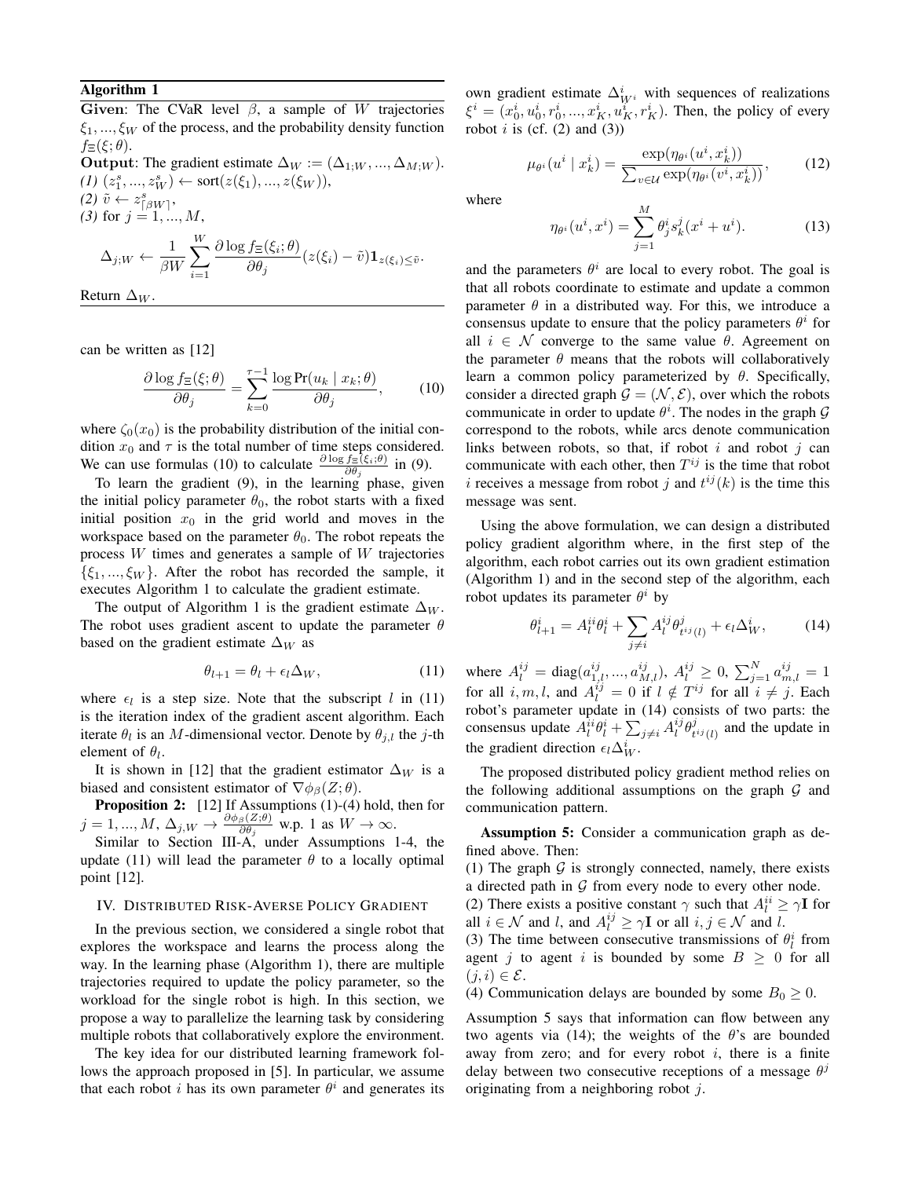**Algorithm 1**

**Given**: The CVaR level $\beta$, a sample of $W$ trajectories $\xi_1, ..., \xi_W$ of the process, and the probability density function $f_\Xi(\xi;\theta)$.

**Output**: The gradient estimate $\Delta_W := (\Delta_{1;W}, ..., \Delta_{M;W})$.

*(1)* $(z_1^s, ..., z_W^s) \leftarrow \text{sort}(z(\xi_1), ..., z(\xi_W))$,

*(2)* $\tilde{v} \leftarrow z^s_{\lceil \beta W \rceil}$,

*(3)* for $j = 1, ..., M$,

$$\Delta_{j;W} \leftarrow \frac{1}{\beta W} \sum_{i=1}^{W} \frac{\partial \log f_\Xi(\xi_i;\theta)}{\partial \theta_j}(z(\xi_i) - \tilde{v})\mathbf{1}_{z(\xi_i) \leq \tilde{v}}.$$

Return $\Delta_W$.

can be written as [12]

$$\frac{\partial \log f_\Xi(\xi;\theta)}{\partial \theta_j} = \sum_{k=0}^{\tau-1} \frac{\log \Pr(u_k \mid x_k;\theta)}{\partial \theta_j}, \tag{10}$$

where $\zeta_0(x_0)$ is the probability distribution of the initial condition $x_0$ and $\tau$ is the total number of time steps considered. We can use formulas (10) to calculate $\frac{\partial \log f_\Xi(\xi_i;\theta)}{\partial \theta_j}$ in (9).

To learn the gradient (9), in the learning phase, given the initial policy parameter $\theta_0$, the robot starts with a fixed initial position $x_0$ in the grid world and moves in the workspace based on the parameter $\theta_0$. The robot repeats the process $W$ times and generates a sample of $W$ trajectories $\{\xi_1, ..., \xi_W\}$. After the robot has recorded the sample, it executes Algorithm 1 to calculate the gradient estimate.

The output of Algorithm 1 is the gradient estimate $\Delta_W$. The robot uses gradient ascent to update the parameter $\theta$ based on the gradient estimate $\Delta_W$ as

$$\theta_{l+1} = \theta_l + \epsilon_l \Delta_W, \tag{11}$$

where $\epsilon_l$ is a step size. Note that the subscript $l$ in (11) is the iteration index of the gradient ascent algorithm. Each iterate $\theta_l$ is an $M$-dimensional vector. Denote by $\theta_{j,l}$ the $j$-th element of $\theta_l$.

It is shown in [12] that the gradient estimator $\Delta_W$ is a biased and consistent estimator of $\nabla \phi_\beta(Z;\theta)$.

**Proposition 2:** [12] If Assumptions (1)-(4) hold, then for $j = 1, ..., M$, $\Delta_{j,W} \to \frac{\partial \phi_\beta(Z;\theta)}{\partial \theta_j}$ w.p. 1 as $W \to \infty$.

Similar to Section III-A, under Assumptions 1-4, the update (11) will lead the parameter $\theta$ to a locally optimal point [12].

## IV. Distributed Risk-Averse Policy Gradient

In the previous section, we considered a single robot that explores the workspace and learns the process along the way. In the learning phase (Algorithm 1), there are multiple trajectories required to update the policy parameter, so the workload for the single robot is high. In this section, we propose a way to parallelize the learning task by considering multiple robots that collaboratively explore the environment.

The key idea for our distributed learning framework follows the approach proposed in [5]. In particular, we assume that each robot $i$ has its own parameter $\theta^i$ and generates its own gradient estimate $\Delta^i_{W^i}$ with sequences of realizations $\xi^i = (x_0^i, u_0^i, r_0^i, ..., x_K^i, u_K^i, r_K^i)$. Then, the policy of every robot $i$ is (cf. (2) and (3))

$$\mu_{\theta^i}(u^i \mid x_k^i) = \frac{\exp(\eta_{\theta^i}(u^i, x_k^i))}{\sum_{v \in \mathcal{U}} \exp(\eta_{\theta^i}(v^i, x_k^i))}, \tag{12}$$

where

$$\eta_{\theta^i}(u^i, x^i) = \sum_{j=1}^{M} \theta_j^i s_k^j(x^i + u^i). \tag{13}$$

and the parameters $\theta^i$ are local to every robot. The goal is that all robots coordinate to estimate and update a common parameter $\theta$ in a distributed way. For this, we introduce a consensus update to ensure that the policy parameters $\theta^i$ for all $i \in \mathcal{N}$ converge to the same value $\theta$. Agreement on the parameter $\theta$ means that the robots will collaboratively learn a common policy parameterized by $\theta$. Specifically, consider a directed graph $\mathcal{G} = (\mathcal{N}, \mathcal{E})$, over which the robots communicate in order to update $\theta^i$. The nodes in the graph $\mathcal{G}$ correspond to the robots, while arcs denote communication links between robots, so that, if robot $i$ and robot $j$ can communicate with each other, then $T^{ij}$ is the time that robot $i$ receives a message from robot $j$ and $t^{ij}(k)$ is the time this message was sent.

Using the above formulation, we can design a distributed policy gradient algorithm where, in the first step of the algorithm, each robot carries out its own gradient estimation (Algorithm 1) and in the second step of the algorithm, each robot updates its parameter $\theta^i$ by

$$\theta^i_{l+1} = A_l^{ii}\theta_l^i + \sum_{j \neq i} A_l^{ij} \theta^j_{t^{ij}(l)} + \epsilon_l \Delta_W^i, \tag{14}$$

where $A_l^{ij} = \text{diag}(a_{1,l}^{ij}, ..., a_{M,l}^{ij})$, $A_l^{ij} \geq 0$, $\sum_{j=1}^{N} a_{m,l}^{ij} = 1$ for all $i, m, l$, and $A_l^{ij} = 0$ if $l \notin T^{ij}$ for all $i \neq j$. Each robot's parameter update in (14) consists of two parts: the consensus update $A_l^{ii}\theta_l^i + \sum_{j \neq i} A_l^{ij}\theta^j_{t^{ij}(l)}$ and the update in the gradient direction $\epsilon_l \Delta_W^i$.

The proposed distributed policy gradient method relies on the following additional assumptions on the graph $\mathcal{G}$ and communication pattern.

**Assumption 5:** Consider a communication graph as defined above. Then:

(1) The graph $\mathcal{G}$ is strongly connected, namely, there exists a directed path in $\mathcal{G}$ from every node to every other node.

(2) There exists a positive constant $\gamma$ such that $A_l^{ii} \geq \gamma \mathbf{I}$ for all $i \in \mathcal{N}$ and $l$, and $A_l^{ij} \geq \gamma \mathbf{I}$ or all $i, j \in \mathcal{N}$ and $l$.

(3) The time between consecutive transmissions of $\theta_l^i$ from agent $j$ to agent $i$ is bounded by some $B \geq 0$ for all $(j, i) \in \mathcal{E}$.

(4) Communication delays are bounded by some $B_0 \geq 0$.

Assumption 5 says that information can flow between any two agents via (14); the weights of the $\theta$'s are bounded away from zero; and for every robot $i$, there is a finite delay between two consecutive receptions of a message $\theta^j$ originating from a neighboring robot $j$.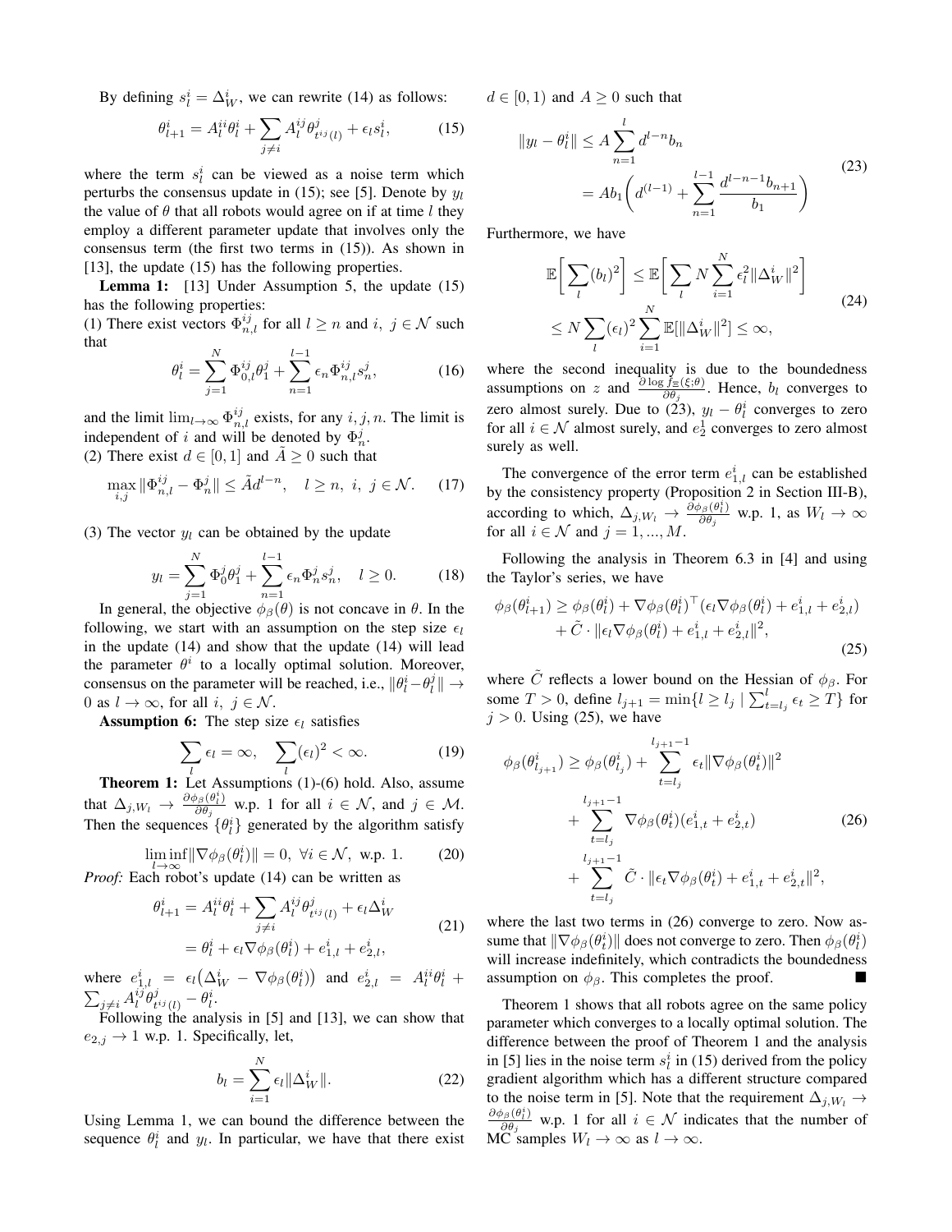By defining $s_l^i = \Delta_W^i$, we can rewrite (14) as follows:

$$\theta_{l+1}^i = A_l^{ii}\theta_l^i + \sum_{j\neq i} A_l^{ij}\theta_{t^{ij}(l)}^j + \epsilon_l s_l^i, \tag{15}$$

where the term $s_l^i$ can be viewed as a noise term which perturbs the consensus update in (15); see [5]. Denote by $y_l$ the value of $\theta$ that all robots would agree on if at time $l$ they employ a different parameter update that involves only the consensus term (the first two terms in (15)). As shown in [13], the update (15) has the following properties.

**Lemma 1:** [13] Under Assumption 5, the update (15) has the following properties:
(1) There exist vectors $\Phi_{n,l}^{ij}$ for all $l \geq n$ and $i,\ j \in \mathcal{N}$ such that

$$\theta_l^i = \sum_{j=1}^N \Phi_{0,l}^{ij}\theta_1^j + \sum_{n=1}^{l-1} \epsilon_n \Phi_{n,l}^{ij} s_n^j, \tag{16}$$

and the limit $\lim_{l\to\infty} \Phi_{n,l}^{ij}$ exists, for any $i, j, n$. The limit is independent of $i$ and will be denoted by $\Phi_n^j$.
(2) There exist $d \in [0,1]$ and $\tilde{A} \geq 0$ such that

$$\max_{i,j} \|\Phi_{n,l}^{ij} - \Phi_n^j\| \leq \tilde{A} d^{l-n}, \quad l \geq n,\ i,\ j \in \mathcal{N}. \tag{17}$$

(3) The vector $y_l$ can be obtained by the update

$$y_l = \sum_{j=1}^N \Phi_0^j \theta_1^j + \sum_{n=1}^{l-1} \epsilon_n \Phi_n^j s_n^j, \quad l \geq 0. \tag{18}$$

In general, the objective $\phi_\beta(\theta)$ is not concave in $\theta$. In the following, we start with an assumption on the step size $\epsilon_l$ in the update (14) and show that the update (14) will lead the parameter $\theta^i$ to a locally optimal solution. Moreover, consensus on the parameter will be reached, i.e., $\|\theta_l^i - \theta_l^j\| \to 0$ as $l \to \infty$, for all $i,\ j \in \mathcal{N}$.

**Assumption 6:** The step size $\epsilon_l$ satisfies

$$\sum_l \epsilon_l = \infty, \quad \sum_l (\epsilon_l)^2 < \infty. \tag{19}$$

**Theorem 1:** Let Assumptions (1)-(6) hold. Also, assume that $\Delta_{j,W_l} \to \frac{\partial \phi_\beta(\theta_l^i)}{\partial \theta_j}$ w.p. 1 for all $i \in \mathcal{N}$, and $j \in \mathcal{M}$. Then the sequences $\{\theta_l^i\}$ generated by the algorithm satisfy

$$\liminf_{l\to\infty} \|\nabla \phi_\beta(\theta_l^i)\| = 0,\ \forall i \in \mathcal{N},\ \text{w.p. } 1. \tag{20}$$

*Proof:* Each robot's update (14) can be written as

$$\begin{aligned}\theta_{l+1}^i &= A_l^{ii}\theta_l^i + \sum_{j\neq i} A_l^{ij}\theta_{t^{ij}(l)}^j + \epsilon_l \Delta_W^i \\ &= \theta_l^i + \epsilon_l \nabla\phi_\beta(\theta_l^i) + e_{1,l}^i + e_{2,l}^i,\end{aligned} \tag{21}$$

where $e_{1,l}^i = \epsilon_l\big(\Delta_W^i - \nabla\phi_\beta(\theta_l^i)\big)$ and $e_{2,l}^i = A_l^{ii}\theta_l^i + \sum_{j\neq i} A_l^{ij}\theta_{t^{ij}(l)}^j - \theta_l^i$.

Following the analysis in [5] and [13], we can show that $e_{2,j} \to 1$ w.p. 1. Specifically, let,

$$b_l = \sum_{i=1}^N \epsilon_l \|\Delta_W^i\|. \tag{22}$$

Using Lemma 1, we can bound the difference between the sequence $\theta_l^i$ and $y_l$. In particular, we have that there exist $d \in [0,1)$ and $A \geq 0$ such that

$$\begin{aligned}\|y_l - \theta_l^i\| &\leq A\sum_{n=1}^l d^{l-n} b_n \\ &= A b_1 \bigg( d^{(l-1)} + \sum_{n=1}^{l-1} \frac{d^{l-n-1} b_{n+1}}{b_1} \bigg)\end{aligned} \tag{23}$$

Furthermore, we have

$$\begin{aligned}\mathbb{E}\bigg[\sum_l (b_l)^2\bigg] &\leq \mathbb{E}\bigg[\sum_l N\sum_{i=1}^N \epsilon_l^2 \|\Delta_W^i\|^2\bigg] \\ &\leq N\sum_l (\epsilon_l)^2 \sum_{i=1}^N \mathbb{E}[\|\Delta_W^i\|^2] \leq \infty,\end{aligned} \tag{24}$$

where the second inequality is due to the boundedness assumptions on $z$ and $\frac{\partial \log \tilde{f}_\Xi(\xi;\theta)}{\partial \theta_j}$. Hence, $b_l$ converges to zero almost surely. Due to (23), $y_l - \theta_l^i$ converges to zero for all $i \in \mathcal{N}$ almost surely, and $e_2^1$ converges to zero almost surely as well.

The convergence of the error term $e_{1,l}^i$ can be established by the consistency property (Proposition 2 in Section III-B), according to which, $\Delta_{j,W_l} \to \frac{\partial \phi_\beta(\theta_l^i)}{\partial \theta_j}$ w.p. 1, as $W_l \to \infty$ for all $i \in \mathcal{N}$ and $j = 1, ..., M$.

Following the analysis in Theorem 6.3 in [4] and using the Taylor's series, we have

$$\begin{aligned}\phi_\beta(\theta_{l+1}^i) \geq\ & \phi_\beta(\theta_l^i) + \nabla\phi_\beta(\theta_l^i)^\top(\epsilon_l \nabla\phi_\beta(\theta_l^i) + e_{1,l}^i + e_{2,l}^i) \\ &+ \tilde{C}\cdot \|\epsilon_l \nabla\phi_\beta(\theta_l^i) + e_{1,l}^i + e_{2,l}^i\|^2,\end{aligned} \tag{25}$$

where $\tilde{C}$ reflects a lower bound on the Hessian of $\phi_\beta$. For some $T > 0$, define $l_{j+1} = \min\{l \geq l_j \mid \sum_{t=l_j}^l \epsilon_t \geq T\}$ for $j > 0$. Using (25), we have

$$\begin{aligned}\phi_\beta(\theta_{l_{j+1}}^i) \geq\ & \phi_\beta(\theta_{l_j}^i) + \sum_{t=l_j}^{l_{j+1}-1} \epsilon_t \|\nabla\phi_\beta(\theta_t^i)\|^2 \\ &+ \sum_{t=l_j}^{l_{j+1}-1} \nabla\phi_\beta(\theta_t^i)(e_{1,t}^i + e_{2,t}^i) \\ &+ \sum_{t=l_j}^{l_{j+1}-1} \tilde{C}\cdot \|\epsilon_t \nabla\phi_\beta(\theta_t^i) + e_{1,t}^i + e_{2,t}^i\|^2,\end{aligned} \tag{26}$$

where the last two terms in (26) converge to zero. Now assume that $\|\nabla\phi_\beta(\theta_t^i)\|$ does not converge to zero. Then $\phi_\beta(\theta_l^i)$ will increase indefinitely, which contradicts the boundedness assumption on $\phi_\beta$. This completes the proof. ■

Theorem 1 shows that all robots agree on the same policy parameter which converges to a locally optimal solution. The difference between the proof of Theorem 1 and the analysis in [5] lies in the noise term $s_l^i$ in (15) derived from the policy gradient algorithm which has a different structure compared to the noise term in [5]. Note that the requirement $\Delta_{j,W_l} \to \frac{\partial \phi_\beta(\theta_l^i)}{\partial \theta_j}$ w.p. 1 for all $i \in \mathcal{N}$ indicates that the number of MC samples $W_l \to \infty$ as $l \to \infty$.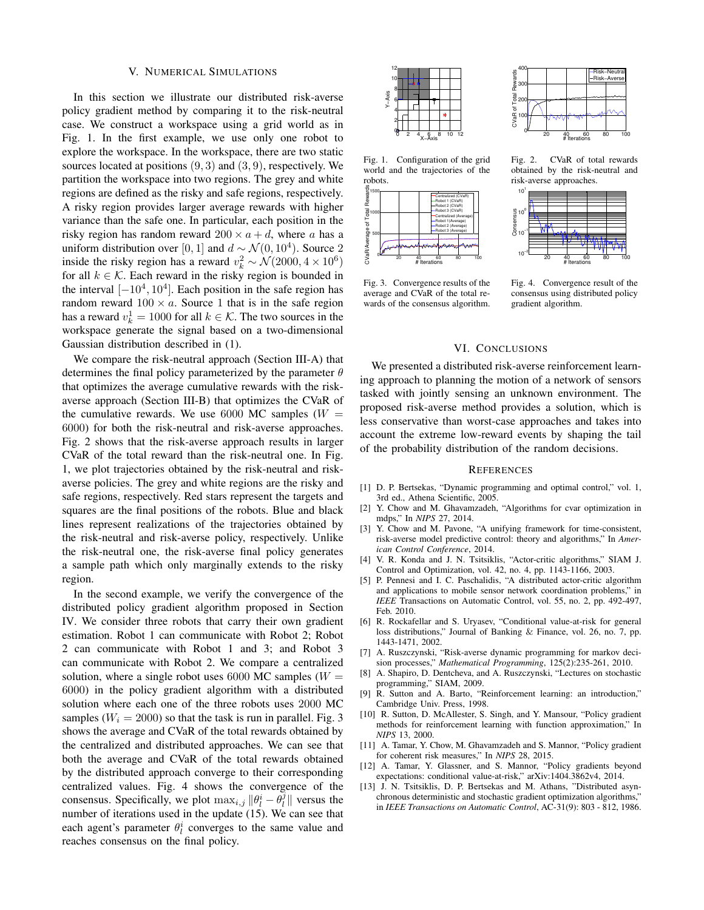## V. NUMERICAL SIMULATIONS

In this section we illustrate our distributed risk-averse policy gradient method by comparing it to the risk-neutral case. We construct a workspace using a grid world as in Fig. 1. In the first example, we use only one robot to explore the workspace. In the workspace, there are two static sources located at positions $(9, 3)$ and $(3, 9)$, respectively. We partition the workspace into two regions. The grey and white regions are defined as the risky and safe regions, respectively. A risky region provides larger average rewards with higher variance than the safe one. In particular, each position in the risky region has random reward $200 \times a + d$, where $a$ has a uniform distribution over $[0, 1]$ and $d \sim \mathcal{N}(0, 10^4)$. Source 2 inside the risky region has a reward $v_k^2 \sim \mathcal{N}(2000, 4 \times 10^6)$ for all $k \in \mathcal{K}$. Each reward in the risky region is bounded in the interval $[-10^4, 10^4]$. Each position in the safe region has random reward $100 \times a$. Source 1 that is in the safe region has a reward $v_k^1 = 1000$ for all $k \in \mathcal{K}$. The two sources in the workspace generate the signal based on a two-dimensional Gaussian distribution described in (1).

We compare the risk-neutral approach (Section III-A) that determines the final policy parameterized by the parameter $\theta$ that optimizes the average cumulative rewards with the risk-averse approach (Section III-B) that optimizes the CVaR of the cumulative rewards. We use 6000 MC samples ($W = 6000$) for both the risk-neutral and risk-averse approaches. Fig. 2 shows that the risk-averse approach results in larger CVaR of the total reward than the risk-neutral one. In Fig. 1, we plot trajectories obtained by the risk-neutral and risk-averse policies. The grey and white regions are the risky and safe regions, respectively. Red stars represent the targets and squares are the final positions of the robots. Blue and black lines represent realizations of the trajectories obtained by the risk-neutral and risk-averse policy, respectively. Unlike the risk-neutral one, the risk-averse final policy generates a sample path which only marginally extends to the risky region.

In the second example, we verify the convergence of the distributed policy gradient algorithm proposed in Section IV. We consider three robots that carry their own gradient estimation. Robot 1 can communicate with Robot 2; Robot 2 can communicate with Robot 1 and 3; and Robot 3 can communicate with Robot 2. We compare a centralized solution, where a single robot uses 6000 MC samples ($W = 6000$) in the policy gradient algorithm with a distributed solution where each one of the three robots uses 2000 MC samples ($W_i = 2000$) so that the task is run in parallel. Fig. 3 shows the average and CVaR of the total rewards obtained by the centralized and distributed approaches. We can see that both the average and CVaR of the total rewards obtained by the distributed approach converge to their corresponding centralized values. Fig. 4 shows the convergence of the consensus. Specifically, we plot $\max_{i,j} \|\theta_l^i - \theta_l^j\|$ versus the number of iterations used in the update (15). We can see that each agent's parameter $\theta_l^i$ converges to the same value and reaches consensus on the final policy.

Y–Axis
X–Axis
0 2 4 6 8 10 12

Fig. 1. Configuration of the grid world and the trajectories of the robots.

CVaR of Total Rewards
Risk–Neutral
Risk–Averse
# Iterations

Fig. 2. CVaR of total rewards obtained by the risk-neutral and risk-averse approaches.

CVaR/Average of Total Rewards
Centralized (CVaR)
Robot 1 (CVaR)
Robot 2 (CVaR)
Robot 3 (CVaR)
Centralized (Average)
Robot 1(Average)
Robot 2 (Average)
Robot 3 (Average)
# Iterations

Fig. 3. Convergence results of the average and CVaR of the total rewards of the consensus algorithm.

Consensus
# Iterations

Fig. 4. Convergence result of the consensus using distributed policy gradient algorithm.

## VI. CONCLUSIONS

We presented a distributed risk-averse reinforcement learning approach to planning the motion of a network of sensors tasked with jointly sensing an unknown environment. The proposed risk-averse method provides a solution, which is less conservative than worst-case approaches and takes into account the extreme low-reward events by shaping the tail of the probability distribution of the random decisions.

## REFERENCES

[1] D. P. Bertsekas, "Dynamic programming and optimal control," vol. 1, 3rd ed., Athena Scientific, 2005.

[2] Y. Chow and M. Ghavamzadeh, "Algorithms for cvar optimization in mdps," In *NIPS* 27, 2014.

[3] Y. Chow and M. Pavone, "A unifying framework for time-consistent, risk-averse model predictive control: theory and algorithms," In *American Control Conference*, 2014.

[4] V. R. Konda and J. N. Tsitsiklis, "Actor-critic algorithms," SIAM J. Control and Optimization, vol. 42, no. 4, pp. 1143-1166, 2003.

[5] P. Pennesi and I. C. Paschalidis, "A distributed actor-critic algorithm and applications to mobile sensor network coordination problems," in *IEEE* Transactions on Automatic Control, vol. 55, no. 2, pp. 492-497, Feb. 2010.

[6] R. Rockafellar and S. Uryasev, "Conditional value-at-risk for general loss distributions," Journal of Banking & Finance, vol. 26, no. 7, pp. 1443-1471, 2002.

[7] A. Ruszczynski, "Risk-averse dynamic programming for markov decision processes," *Mathematical Programming*, 125(2):235-261, 2010.

[8] A. Shapiro, D. Dentcheva, and A. Ruszczynski, "Lectures on stochastic programming," SIAM, 2009.

[9] R. Sutton and A. Barto, "Reinforcement learning: an introduction," Cambridge Univ. Press, 1998.

[10] R. Sutton, D. McAllester, S. Singh, and Y. Mansour, "Policy gradient methods for reinforcement learning with function approximation," In *NIPS* 13, 2000.

[11] A. Tamar, Y. Chow, M. Ghavamzadeh and S. Mannor, "Policy gradient for coherent risk measures," In *NIPS* 28, 2015.

[12] A. Tamar, Y. Glassner, and S. Mannor, "Policy gradients beyond expectations: conditional value-at-risk," arXiv:1404.3862v4, 2014.

[13] J. N. Tsitsiklis, D. P. Bertsekas and M. Athans, "Distributed asynchronous deterministic and stochastic gradient optimization algorithms," in *IEEE Transactions on Automatic Control*, AC-31(9): 803 - 812, 1986.